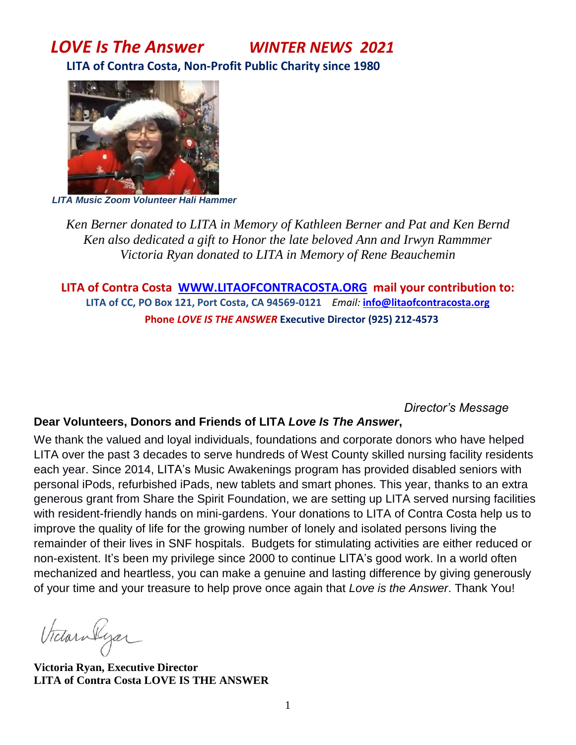# *LOVE Is The Answer* *WINTER NEWS 2021*

**LITA of Contra Costa, Non-Profit Public Charity since 1980**

*LITA Music Zoom Volunteer Hali Hammer*

*Ken Berner donated to LITA in Memory of Kathleen Berner and Pat and Ken Bernd*
*Ken also dedicated a gift to Honor the late beloved Ann and Irwyn Rammmer*
*Victoria Ryan donated to LITA in Memory of Rene Beauchemin*

**LITA of Contra Costa WWW.LITAOFCONTRACOSTA.ORG mail your contribution to:**
**LITA of CC, PO Box 121, Port Costa, CA 94569-0121** *Email:* **info@litaofcontracosta.org**
**Phone *LOVE IS THE ANSWER* Executive Director (925) 212-4573**

*Director's Message*

**Dear Volunteers, Donors and Friends of LITA *Love Is The Answer*,**

We thank the valued and loyal individuals, foundations and corporate donors who have helped LITA over the past 3 decades to serve hundreds of West County skilled nursing facility residents each year. Since 2014, LITA's Music Awakenings program has provided disabled seniors with personal iPods, refurbished iPads, new tablets and smart phones. This year, thanks to an extra generous grant from Share the Spirit Foundation, we are setting up LITA served nursing facilities with resident-friendly hands on mini-gardens. Your donations to LITA of Contra Costa help us to improve the quality of life for the growing number of lonely and isolated persons living the remainder of their lives in SNF hospitals. Budgets for stimulating activities are either reduced or non-existent. It's been my privilege since 2000 to continue LITA's good work. In a world often mechanized and heartless, you can make a genuine and lasting difference by giving generously of your time and your treasure to help prove once again that *Love is the Answer*. Thank You!

Victoria Ryan

**Victoria Ryan, Executive Director**
**LITA of Contra Costa LOVE IS THE ANSWER**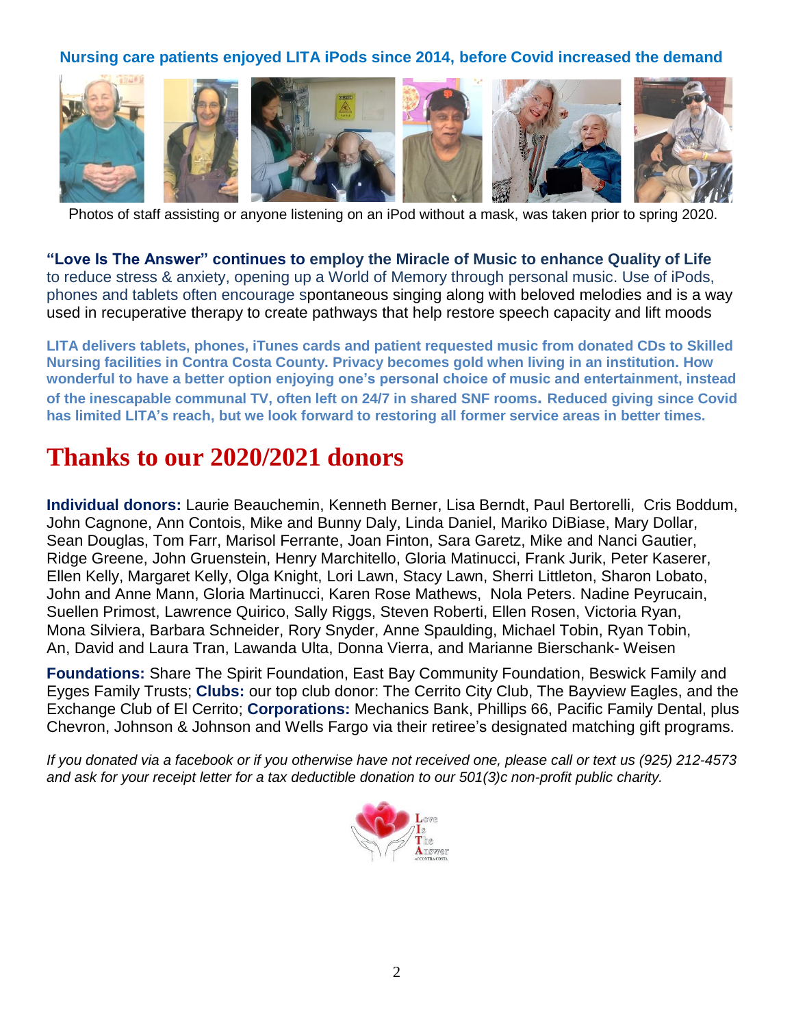**Nursing care patients enjoyed LITA iPods since 2014, before Covid increased the demand**

Photos of staff assisting or anyone listening on an iPod without a mask, was taken prior to spring 2020.

**"Love Is The Answer" continues to employ the Miracle of Music to enhance Quality of Life** to reduce stress & anxiety, opening up a World of Memory through personal music. Use of iPods, phones and tablets often encourage spontaneous singing along with beloved melodies and is a way used in recuperative therapy to create pathways that help restore speech capacity and lift moods

**LITA delivers tablets, phones, iTunes cards and patient requested music from donated CDs to Skilled Nursing facilities in Contra Costa County. Privacy becomes gold when living in an institution. How wonderful to have a better option enjoying one's personal choice of music and entertainment, instead of the inescapable communal TV, often left on 24/7 in shared SNF rooms. Reduced giving since Covid has limited LITA's reach, but we look forward to restoring all former service areas in better times.**

# Thanks to our 2020/2021 donors

**Individual donors:** Laurie Beauchemin, Kenneth Berner, Lisa Berndt, Paul Bertorelli, Cris Boddum, John Cagnone, Ann Contois, Mike and Bunny Daly, Linda Daniel, Mariko DiBiase, Mary Dollar, Sean Douglas, Tom Farr, Marisol Ferrante, Joan Finton, Sara Garetz, Mike and Nanci Gautier, Ridge Greene, John Gruenstein, Henry Marchitello, Gloria Matinucci, Frank Jurik, Peter Kaserer, Ellen Kelly, Margaret Kelly, Olga Knight, Lori Lawn, Stacy Lawn, Sherri Littleton, Sharon Lobato, John and Anne Mann, Gloria Martinucci, Karen Rose Mathews, Nola Peters. Nadine Peyrucain, Suellen Primost, Lawrence Quirico, Sally Riggs, Steven Roberti, Ellen Rosen, Victoria Ryan, Mona Silviera, Barbara Schneider, Rory Snyder, Anne Spaulding, Michael Tobin, Ryan Tobin, An, David and Laura Tran, Lawanda Ulta, Donna Vierra, and Marianne Bierschank- Weisen

**Foundations:** Share The Spirit Foundation, East Bay Community Foundation, Beswick Family and Eyges Family Trusts; **Clubs:** our top club donor: The Cerrito City Club, The Bayview Eagles, and the Exchange Club of El Cerrito; **Corporations:** Mechanics Bank, Phillips 66, Pacific Family Dental, plus Chevron, Johnson & Johnson and Wells Fargo via their retiree's designated matching gift programs.

*If you donated via a facebook or if you otherwise have not received one, please call or text us (925) 212-4573 and ask for your receipt letter for a tax deductible donation to our 501(3)c non-profit public charity.*

Love Is The Answer of CONTRA COSTA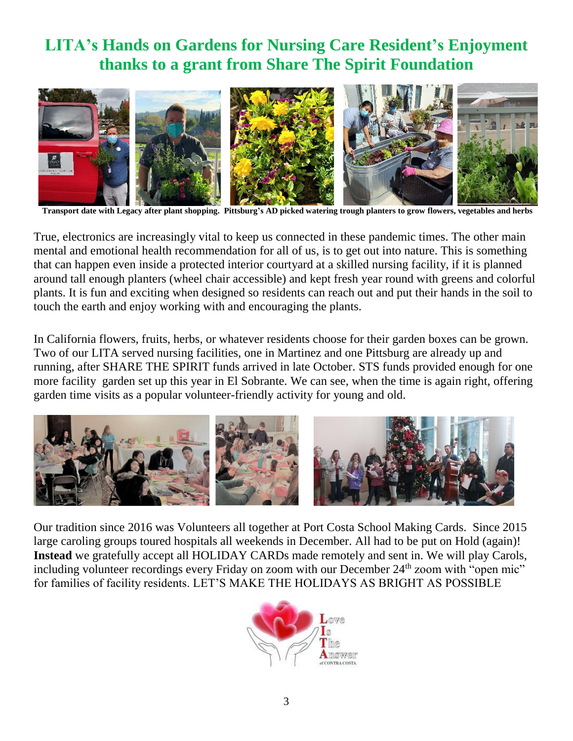# LITA's Hands on Gardens for Nursing Care Resident's Enjoyment thanks to a grant from Share The Spirit Foundation

**Transport date with Legacy after plant shopping. Pittsburg's AD picked watering trough planters to grow flowers, vegetables and herbs**

True, electronics are increasingly vital to keep us connected in these pandemic times. The other main mental and emotional health recommendation for all of us, is to get out into nature. This is something that can happen even inside a protected interior courtyard at a skilled nursing facility, if it is planned around tall enough planters (wheel chair accessible) and kept fresh year round with greens and colorful plants. It is fun and exciting when designed so residents can reach out and put their hands in the soil to touch the earth and enjoy working with and encouraging the plants.

In California flowers, fruits, herbs, or whatever residents choose for their garden boxes can be grown. Two of our LITA served nursing facilities, one in Martinez and one Pittsburg are already up and running, after SHARE THE SPIRIT funds arrived in late October. STS funds provided enough for one more facility garden set up this year in El Sobrante. We can see, when the time is again right, offering garden time visits as a popular volunteer-friendly activity for young and old.

Our tradition since 2016 was Volunteers all together at Port Costa School Making Cards. Since 2015 large caroling groups toured hospitals all weekends in December. All had to be put on Hold (again)! **Instead** we gratefully accept all HOLIDAY CARDs made remotely and sent in. We will play Carols, including volunteer recordings every Friday on zoom with our December 24th zoom with "open mic" for families of facility residents. LET'S MAKE THE HOLIDAYS AS BRIGHT AS POSSIBLE

Love Is The Answer of CONTRA COSTA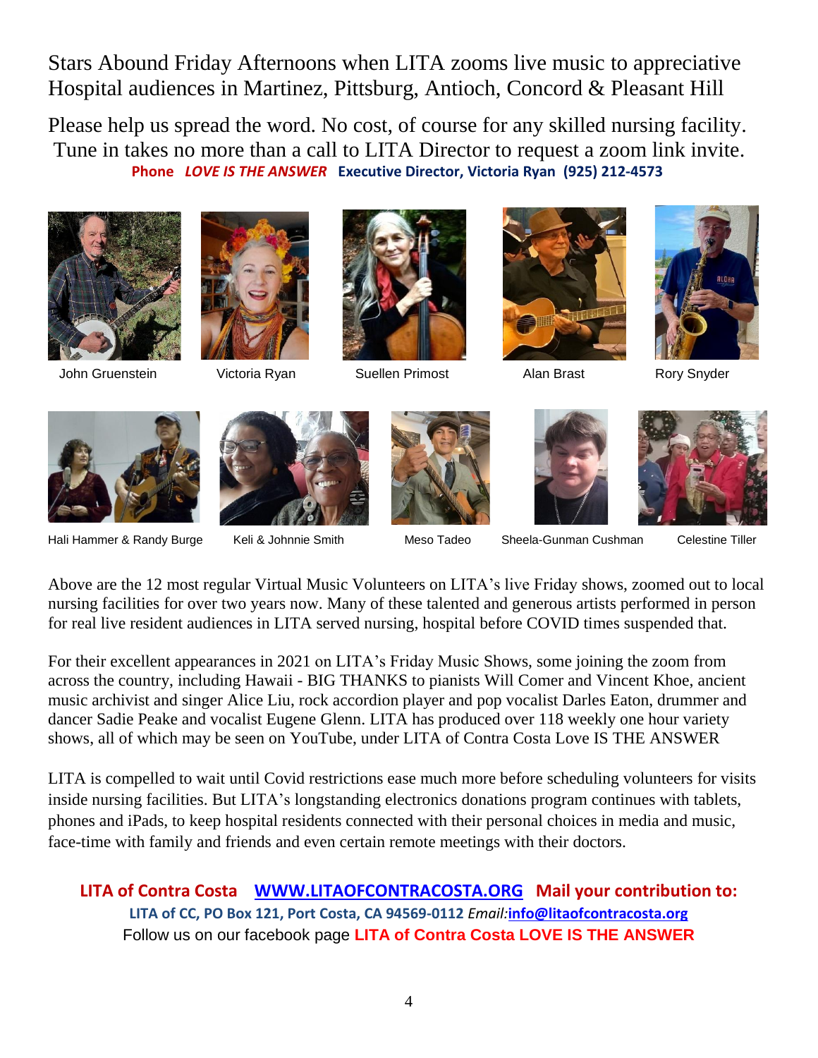Stars Abound Friday Afternoons when LITA zooms live music to appreciative Hospital audiences in Martinez, Pittsburg, Antioch, Concord & Pleasant Hill

Please help us spread the word. No cost, of course for any skilled nursing facility. Tune in takes no more than a call to LITA Director to request a zoom link invite.

**Phone** ***LOVE IS THE ANSWER*** **Executive Director, Victoria Ryan (925) 212-4573**

John Gruenstein     Victoria Ryan     Suellen Primost     Alan Brast     Rory Snyder

Hali Hammer & Randy Burge     Keli & Johnnie Smith     Meso Tadeo     Sheela-Gunman Cushman     Celestine Tiller

Above are the 12 most regular Virtual Music Volunteers on LITA's live Friday shows, zoomed out to local nursing facilities for over two years now. Many of these talented and generous artists performed in person for real live resident audiences in LITA served nursing, hospital before COVID times suspended that.

For their excellent appearances in 2021 on LITA's Friday Music Shows, some joining the zoom from across the country, including Hawaii - BIG THANKS to pianists Will Comer and Vincent Khoe, ancient music archivist and singer Alice Liu, rock accordion player and pop vocalist Darles Eaton, drummer and dancer Sadie Peake and vocalist Eugene Glenn. LITA has produced over 118 weekly one hour variety shows, all of which may be seen on YouTube, under LITA of Contra Costa Love IS THE ANSWER

LITA is compelled to wait until Covid restrictions ease much more before scheduling volunteers for visits inside nursing facilities. But LITA's longstanding electronics donations program continues with tablets, phones and iPads, to keep hospital residents connected with their personal choices in media and music, face-time with family and friends and even certain remote meetings with their doctors.

**LITA of Contra Costa** **[WWW.LITAOFCONTRACOSTA.ORG](http://WWW.LITAOFCONTRACOSTA.ORG)** **Mail your contribution to:**

**LITA of CC, PO Box 121, Port Costa, CA 94569-0112** *Email:* **info@litaofcontracosta.org**

Follow us on our facebook page **LITA of Contra Costa LOVE IS THE ANSWER**